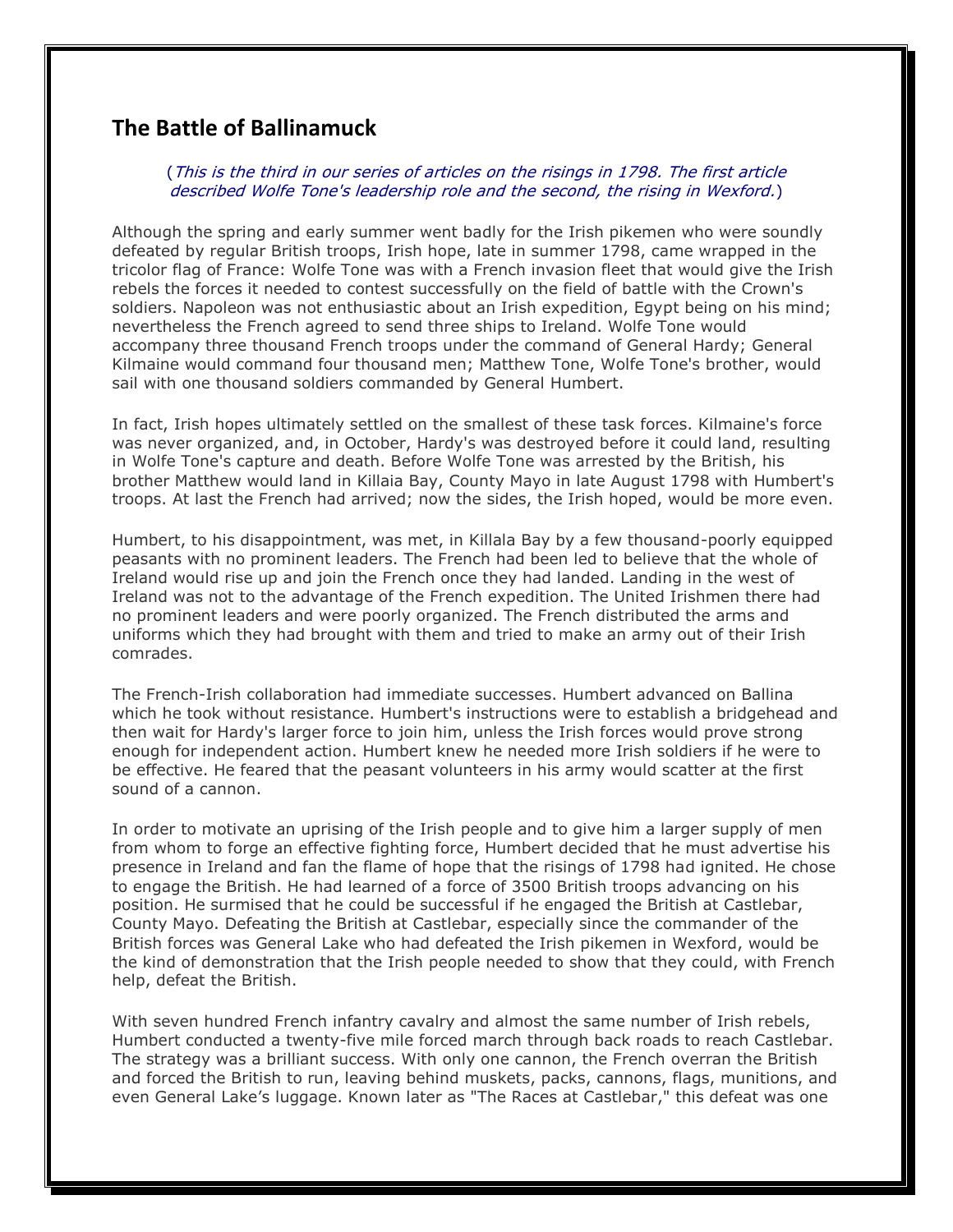## The Battle of Ballinamuck

*(This is the third in our series of articles on the risings in 1798. The first article described Wolfe Tone's leadership role and the second, the rising in Wexford.)*

Although the spring and early summer went badly for the Irish pikemen who were soundly defeated by regular British troops, Irish hope, late in summer 1798, came wrapped in the tricolor flag of France: Wolfe Tone was with a French invasion fleet that would give the Irish rebels the forces it needed to contest successfully on the field of battle with the Crown's soldiers. Napoleon was not enthusiastic about an Irish expedition, Egypt being on his mind; nevertheless the French agreed to send three ships to Ireland. Wolfe Tone would accompany three thousand French troops under the command of General Hardy; General Kilmaine would command four thousand men; Matthew Tone, Wolfe Tone's brother, would sail with one thousand soldiers commanded by General Humbert.

In fact, Irish hopes ultimately settled on the smallest of these task forces. Kilmaine's force was never organized, and, in October, Hardy's was destroyed before it could land, resulting in Wolfe Tone's capture and death. Before Wolfe Tone was arrested by the British, his brother Matthew would land in Killaia Bay, County Mayo in late August 1798 with Humbert's troops. At last the French had arrived; now the sides, the Irish hoped, would be more even.

Humbert, to his disappointment, was met, in Killala Bay by a few thousand-poorly equipped peasants with no prominent leaders. The French had been led to believe that the whole of Ireland would rise up and join the French once they had landed. Landing in the west of Ireland was not to the advantage of the French expedition. The United Irishmen there had no prominent leaders and were poorly organized. The French distributed the arms and uniforms which they had brought with them and tried to make an army out of their Irish comrades.

The French-Irish collaboration had immediate successes. Humbert advanced on Ballina which he took without resistance. Humbert's instructions were to establish a bridgehead and then wait for Hardy's larger force to join him, unless the Irish forces would prove strong enough for independent action. Humbert knew he needed more Irish soldiers if he were to be effective. He feared that the peasant volunteers in his army would scatter at the first sound of a cannon.

In order to motivate an uprising of the Irish people and to give him a larger supply of men from whom to forge an effective fighting force, Humbert decided that he must advertise his presence in Ireland and fan the flame of hope that the risings of 1798 had ignited. He chose to engage the British. He had learned of a force of 3500 British troops advancing on his position. He surmised that he could be successful if he engaged the British at Castlebar, County Mayo. Defeating the British at Castlebar, especially since the commander of the British forces was General Lake who had defeated the Irish pikemen in Wexford, would be the kind of demonstration that the Irish people needed to show that they could, with French help, defeat the British.

With seven hundred French infantry cavalry and almost the same number of Irish rebels, Humbert conducted a twenty-five mile forced march through back roads to reach Castlebar. The strategy was a brilliant success. With only one cannon, the French overran the British and forced the British to run, leaving behind muskets, packs, cannons, flags, munitions, and even General Lake's luggage. Known later as "The Races at Castlebar," this defeat was one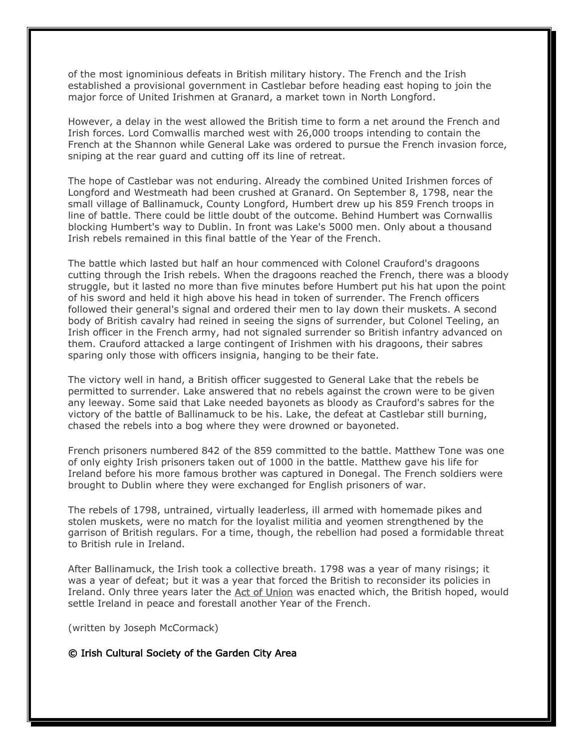of the most ignominious defeats in British military history. The French and the Irish established a provisional government in Castlebar before heading east hoping to join the major force of United Irishmen at Granard, a market town in North Longford.

However, a delay in the west allowed the British time to form a net around the French and Irish forces. Lord Comwallis marched west with 26,000 troops intending to contain the French at the Shannon while General Lake was ordered to pursue the French invasion force, sniping at the rear guard and cutting off its line of retreat.

The hope of Castlebar was not enduring. Already the combined United Irishmen forces of Longford and Westmeath had been crushed at Granard. On September 8, 1798, near the small village of Ballinamuck, County Longford, Humbert drew up his 859 French troops in line of battle. There could be little doubt of the outcome. Behind Humbert was Cornwallis blocking Humbert's way to Dublin. In front was Lake's 5000 men. Only about a thousand Irish rebels remained in this final battle of the Year of the French.

The battle which lasted but half an hour commenced with Colonel Crauford's dragoons cutting through the Irish rebels. When the dragoons reached the French, there was a bloody struggle, but it lasted no more than five minutes before Humbert put his hat upon the point of his sword and held it high above his head in token of surrender. The French officers followed their general's signal and ordered their men to lay down their muskets. A second body of British cavalry had reined in seeing the signs of surrender, but Colonel Teeling, an Irish officer in the French army, had not signaled surrender so British infantry advanced on them. Crauford attacked a large contingent of Irishmen with his dragoons, their sabres sparing only those with officers insignia, hanging to be their fate.

The victory well in hand, a British officer suggested to General Lake that the rebels be permitted to surrender. Lake answered that no rebels against the crown were to be given any leeway. Some said that Lake needed bayonets as bloody as Crauford's sabres for the victory of the battle of Ballinamuck to be his. Lake, the defeat at Castlebar still burning, chased the rebels into a bog where they were drowned or bayoneted.

French prisoners numbered 842 of the 859 committed to the battle. Matthew Tone was one of only eighty Irish prisoners taken out of 1000 in the battle. Matthew gave his life for Ireland before his more famous brother was captured in Donegal. The French soldiers were brought to Dublin where they were exchanged for English prisoners of war.

The rebels of 1798, untrained, virtually leaderless, ill armed with homemade pikes and stolen muskets, were no match for the loyalist militia and yeomen strengthened by the garrison of British regulars. For a time, though, the rebellion had posed a formidable threat to British rule in Ireland.

After Ballinamuck, the Irish took a collective breath. 1798 was a year of many risings; it was a year of defeat; but it was a year that forced the British to reconsider its policies in Ireland. Only three years later the Act of Union was enacted which, the British hoped, would settle Ireland in peace and forestall another Year of the French.

(written by Joseph McCormack)

© Irish Cultural Society of the Garden City Area